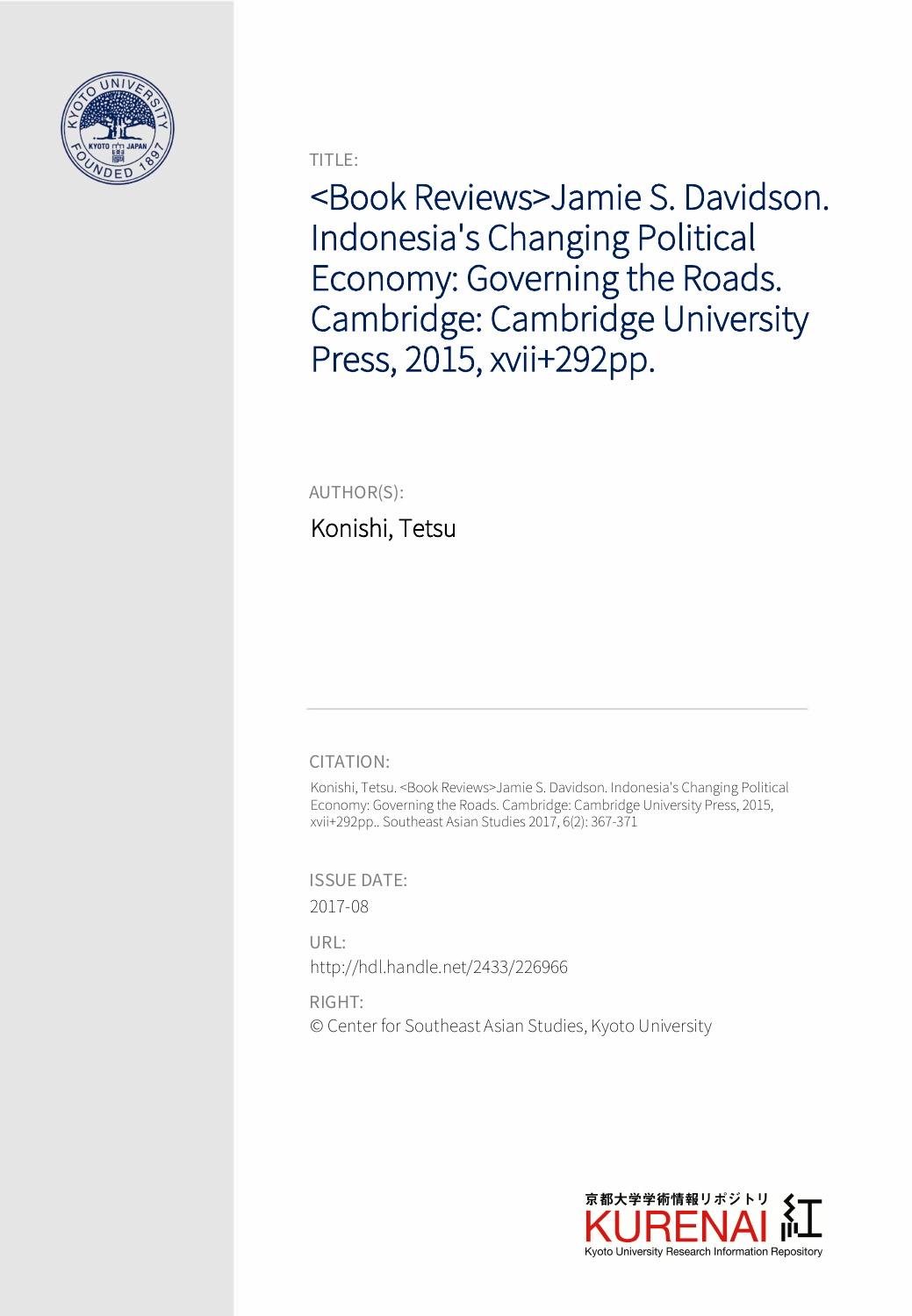TITLE:

# <Book Reviews>Jamie S. Davidson. Indonesia's Changing Political Economy: Governing the Roads. Cambridge: Cambridge University Press, 2015, xvii+292pp.

AUTHOR(S):

Konishi, Tetsu

---

CITATION:

Konishi, Tetsu. <Book Reviews>Jamie S. Davidson. Indonesia's Changing Political Economy: Governing the Roads. Cambridge: Cambridge University Press, 2015, xvii+292pp.. Southeast Asian Studies 2017, 6(2): 367-371

ISSUE DATE:

2017-08

URL:

http://hdl.handle.net/2433/226966

RIGHT:

© Center for Southeast Asian Studies, Kyoto University

京都大学学術情報リポジトリ KURENAI 紅
Kyoto University Research Information Repository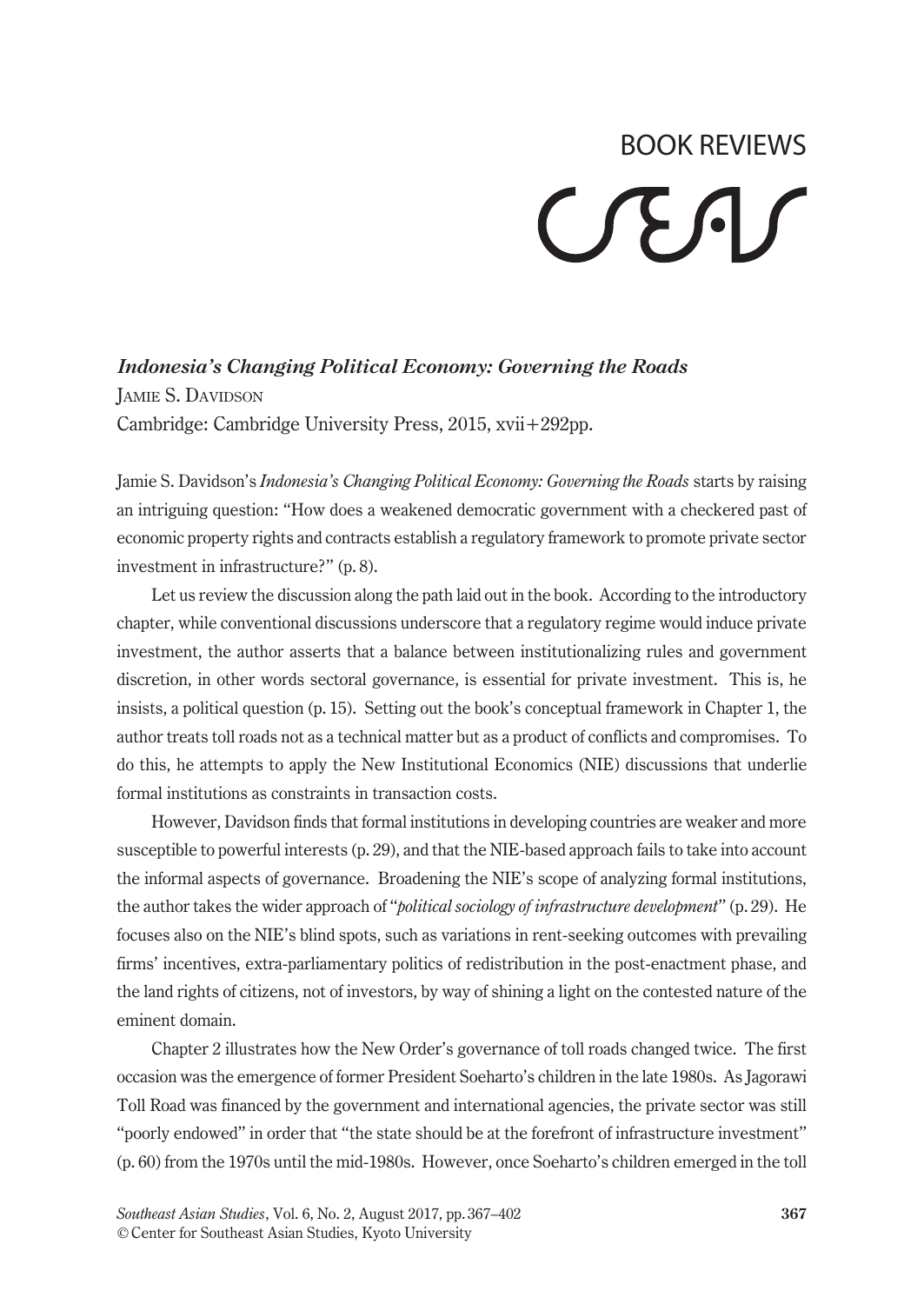# BOOK REVIEWS

***Indonesia's Changing Political Economy: Governing the Roads***
JAMIE S. DAVIDSON
Cambridge: Cambridge University Press, 2015, xvii+292pp.

Jamie S. Davidson's *Indonesia's Changing Political Economy: Governing the Roads* starts by raising an intriguing question: "How does a weakened democratic government with a checkered past of economic property rights and contracts establish a regulatory framework to promote private sector investment in infrastructure?" (p. 8).

Let us review the discussion along the path laid out in the book. According to the introductory chapter, while conventional discussions underscore that a regulatory regime would induce private investment, the author asserts that a balance between institutionalizing rules and government discretion, in other words sectoral governance, is essential for private investment. This is, he insists, a political question (p. 15). Setting out the book's conceptual framework in Chapter 1, the author treats toll roads not as a technical matter but as a product of conflicts and compromises. To do this, he attempts to apply the New Institutional Economics (NIE) discussions that underlie formal institutions as constraints in transaction costs.

However, Davidson finds that formal institutions in developing countries are weaker and more susceptible to powerful interests (p. 29), and that the NIE-based approach fails to take into account the informal aspects of governance. Broadening the NIE's scope of analyzing formal institutions, the author takes the wider approach of "*political sociology of infrastructure development*" (p. 29). He focuses also on the NIE's blind spots, such as variations in rent-seeking outcomes with prevailing firms' incentives, extra-parliamentary politics of redistribution in the post-enactment phase, and the land rights of citizens, not of investors, by way of shining a light on the contested nature of the eminent domain.

Chapter 2 illustrates how the New Order's governance of toll roads changed twice. The first occasion was the emergence of former President Soeharto's children in the late 1980s. As Jagorawi Toll Road was financed by the government and international agencies, the private sector was still "poorly endowed" in order that "the state should be at the forefront of infrastructure investment" (p. 60) from the 1970s until the mid-1980s. However, once Soeharto's children emerged in the toll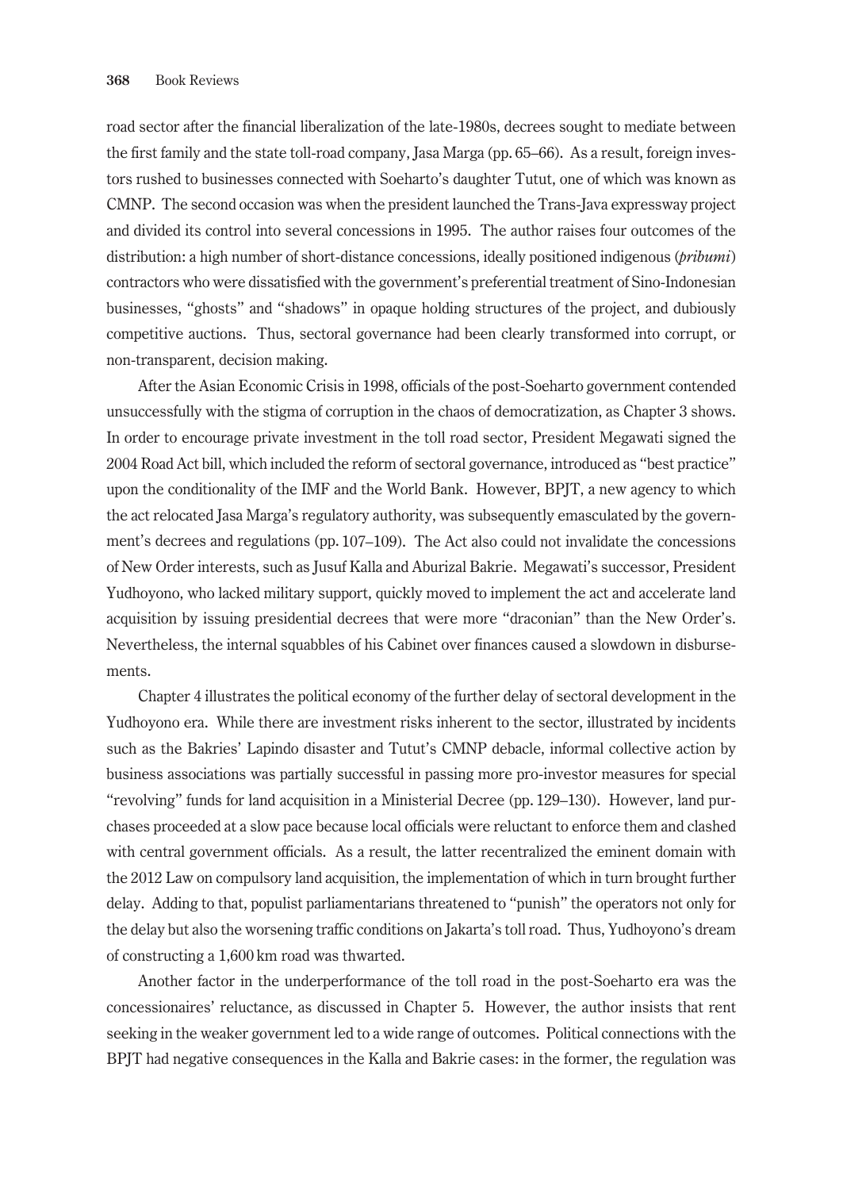road sector after the financial liberalization of the late-1980s, decrees sought to mediate between the first family and the state toll-road company, Jasa Marga (pp. 65–66). As a result, foreign investors rushed to businesses connected with Soeharto's daughter Tutut, one of which was known as CMNP. The second occasion was when the president launched the Trans-Java expressway project and divided its control into several concessions in 1995. The author raises four outcomes of the distribution: a high number of short-distance concessions, ideally positioned indigenous (*pribumi*) contractors who were dissatisfied with the government's preferential treatment of Sino-Indonesian businesses, "ghosts" and "shadows" in opaque holding structures of the project, and dubiously competitive auctions. Thus, sectoral governance had been clearly transformed into corrupt, or non-transparent, decision making.

After the Asian Economic Crisis in 1998, officials of the post-Soeharto government contended unsuccessfully with the stigma of corruption in the chaos of democratization, as Chapter 3 shows. In order to encourage private investment in the toll road sector, President Megawati signed the 2004 Road Act bill, which included the reform of sectoral governance, introduced as "best practice" upon the conditionality of the IMF and the World Bank. However, BPJT, a new agency to which the act relocated Jasa Marga's regulatory authority, was subsequently emasculated by the government's decrees and regulations (pp. 107–109). The Act also could not invalidate the concessions of New Order interests, such as Jusuf Kalla and Aburizal Bakrie. Megawati's successor, President Yudhoyono, who lacked military support, quickly moved to implement the act and accelerate land acquisition by issuing presidential decrees that were more "draconian" than the New Order's. Nevertheless, the internal squabbles of his Cabinet over finances caused a slowdown in disbursements.

Chapter 4 illustrates the political economy of the further delay of sectoral development in the Yudhoyono era. While there are investment risks inherent to the sector, illustrated by incidents such as the Bakries' Lapindo disaster and Tutut's CMNP debacle, informal collective action by business associations was partially successful in passing more pro-investor measures for special "revolving" funds for land acquisition in a Ministerial Decree (pp. 129–130). However, land purchases proceeded at a slow pace because local officials were reluctant to enforce them and clashed with central government officials. As a result, the latter recentralized the eminent domain with the 2012 Law on compulsory land acquisition, the implementation of which in turn brought further delay. Adding to that, populist parliamentarians threatened to "punish" the operators not only for the delay but also the worsening traffic conditions on Jakarta's toll road. Thus, Yudhoyono's dream of constructing a 1,600 km road was thwarted.

Another factor in the underperformance of the toll road in the post-Soeharto era was the concessionaires' reluctance, as discussed in Chapter 5. However, the author insists that rent seeking in the weaker government led to a wide range of outcomes. Political connections with the BPJT had negative consequences in the Kalla and Bakrie cases: in the former, the regulation was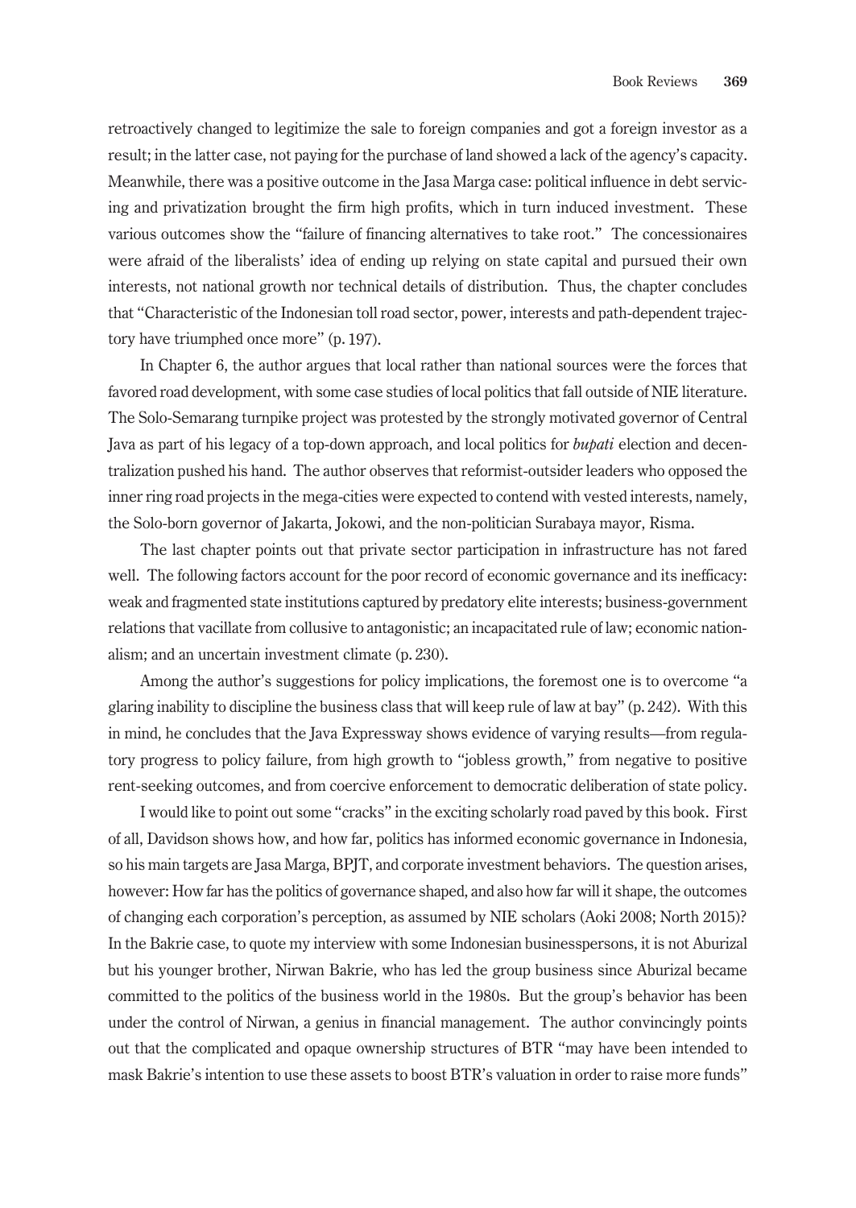retroactively changed to legitimize the sale to foreign companies and got a foreign investor as a result; in the latter case, not paying for the purchase of land showed a lack of the agency's capacity. Meanwhile, there was a positive outcome in the Jasa Marga case: political influence in debt servicing and privatization brought the firm high profits, which in turn induced investment. These various outcomes show the "failure of financing alternatives to take root." The concessionaires were afraid of the liberalists' idea of ending up relying on state capital and pursued their own interests, not national growth nor technical details of distribution. Thus, the chapter concludes that "Characteristic of the Indonesian toll road sector, power, interests and path-dependent trajectory have triumphed once more" (p. 197).

In Chapter 6, the author argues that local rather than national sources were the forces that favored road development, with some case studies of local politics that fall outside of NIE literature. The Solo-Semarang turnpike project was protested by the strongly motivated governor of Central Java as part of his legacy of a top-down approach, and local politics for *bupati* election and decentralization pushed his hand. The author observes that reformist-outsider leaders who opposed the inner ring road projects in the mega-cities were expected to contend with vested interests, namely, the Solo-born governor of Jakarta, Jokowi, and the non-politician Surabaya mayor, Risma.

The last chapter points out that private sector participation in infrastructure has not fared well. The following factors account for the poor record of economic governance and its inefficacy: weak and fragmented state institutions captured by predatory elite interests; business-government relations that vacillate from collusive to antagonistic; an incapacitated rule of law; economic nationalism; and an uncertain investment climate (p. 230).

Among the author's suggestions for policy implications, the foremost one is to overcome "a glaring inability to discipline the business class that will keep rule of law at bay" (p. 242). With this in mind, he concludes that the Java Expressway shows evidence of varying results—from regulatory progress to policy failure, from high growth to "jobless growth," from negative to positive rent-seeking outcomes, and from coercive enforcement to democratic deliberation of state policy.

I would like to point out some "cracks" in the exciting scholarly road paved by this book. First of all, Davidson shows how, and how far, politics has informed economic governance in Indonesia, so his main targets are Jasa Marga, BPJT, and corporate investment behaviors. The question arises, however: How far has the politics of governance shaped, and also how far will it shape, the outcomes of changing each corporation's perception, as assumed by NIE scholars (Aoki 2008; North 2015)? In the Bakrie case, to quote my interview with some Indonesian businesspersons, it is not Aburizal but his younger brother, Nirwan Bakrie, who has led the group business since Aburizal became committed to the politics of the business world in the 1980s. But the group's behavior has been under the control of Nirwan, a genius in financial management. The author convincingly points out that the complicated and opaque ownership structures of BTR "may have been intended to mask Bakrie's intention to use these assets to boost BTR's valuation in order to raise more funds"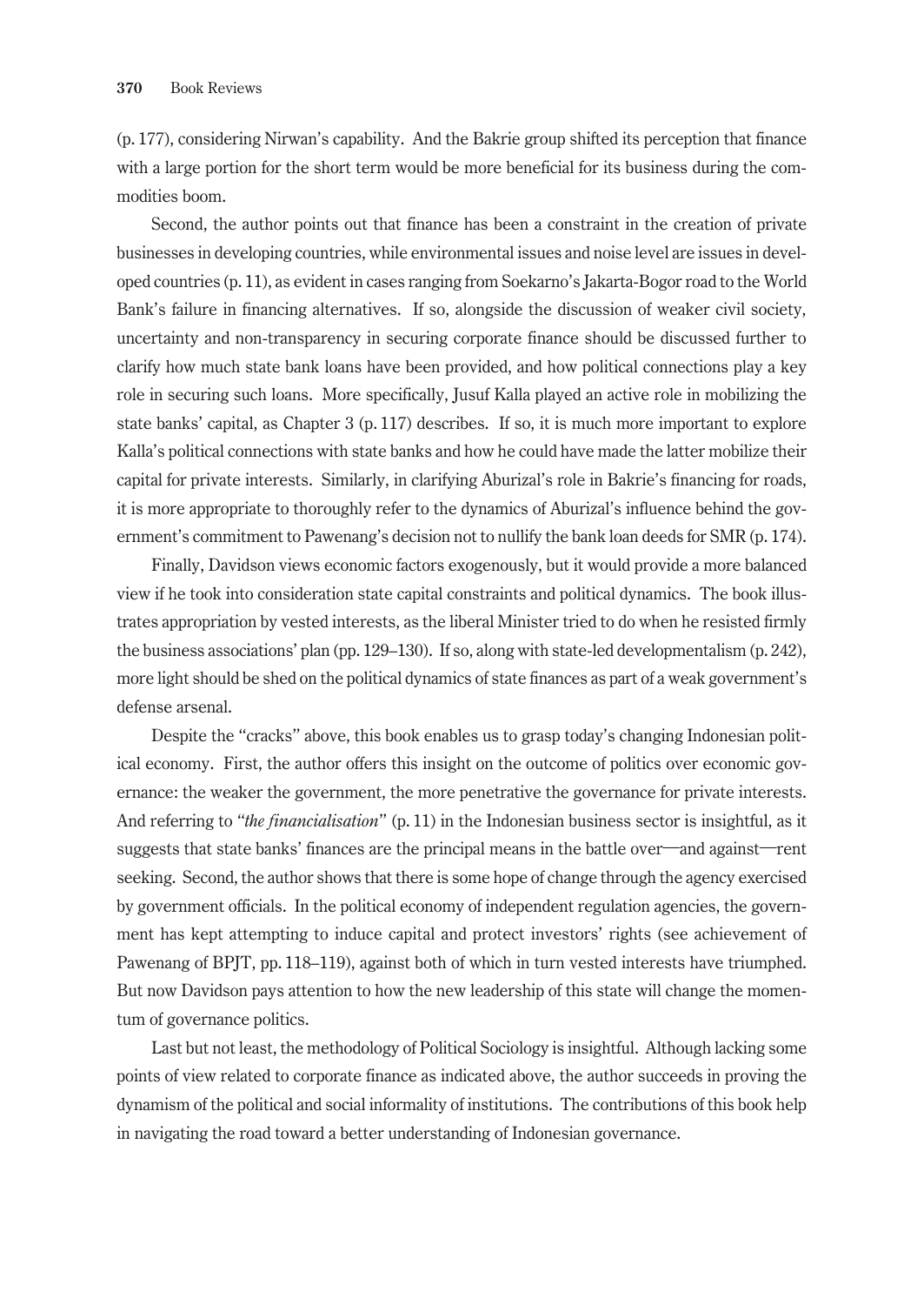(p. 177), considering Nirwan's capability. And the Bakrie group shifted its perception that finance with a large portion for the short term would be more beneficial for its business during the commodities boom.

Second, the author points out that finance has been a constraint in the creation of private businesses in developing countries, while environmental issues and noise level are issues in developed countries (p. 11), as evident in cases ranging from Soekarno's Jakarta-Bogor road to the World Bank's failure in financing alternatives. If so, alongside the discussion of weaker civil society, uncertainty and non-transparency in securing corporate finance should be discussed further to clarify how much state bank loans have been provided, and how political connections play a key role in securing such loans. More specifically, Jusuf Kalla played an active role in mobilizing the state banks' capital, as Chapter 3 (p. 117) describes. If so, it is much more important to explore Kalla's political connections with state banks and how he could have made the latter mobilize their capital for private interests. Similarly, in clarifying Aburizal's role in Bakrie's financing for roads, it is more appropriate to thoroughly refer to the dynamics of Aburizal's influence behind the government's commitment to Pawenang's decision not to nullify the bank loan deeds for SMR (p. 174).

Finally, Davidson views economic factors exogenously, but it would provide a more balanced view if he took into consideration state capital constraints and political dynamics. The book illustrates appropriation by vested interests, as the liberal Minister tried to do when he resisted firmly the business associations' plan (pp. 129–130). If so, along with state-led developmentalism (p. 242), more light should be shed on the political dynamics of state finances as part of a weak government's defense arsenal.

Despite the "cracks" above, this book enables us to grasp today's changing Indonesian political economy. First, the author offers this insight on the outcome of politics over economic governance: the weaker the government, the more penetrative the governance for private interests. And referring to "*the financialisation*" (p. 11) in the Indonesian business sector is insightful, as it suggests that state banks' finances are the principal means in the battle over—and against—rent seeking. Second, the author shows that there is some hope of change through the agency exercised by government officials. In the political economy of independent regulation agencies, the government has kept attempting to induce capital and protect investors' rights (see achievement of Pawenang of BPJT, pp. 118–119), against both of which in turn vested interests have triumphed. But now Davidson pays attention to how the new leadership of this state will change the momentum of governance politics.

Last but not least, the methodology of Political Sociology is insightful. Although lacking some points of view related to corporate finance as indicated above, the author succeeds in proving the dynamism of the political and social informality of institutions. The contributions of this book help in navigating the road toward a better understanding of Indonesian governance.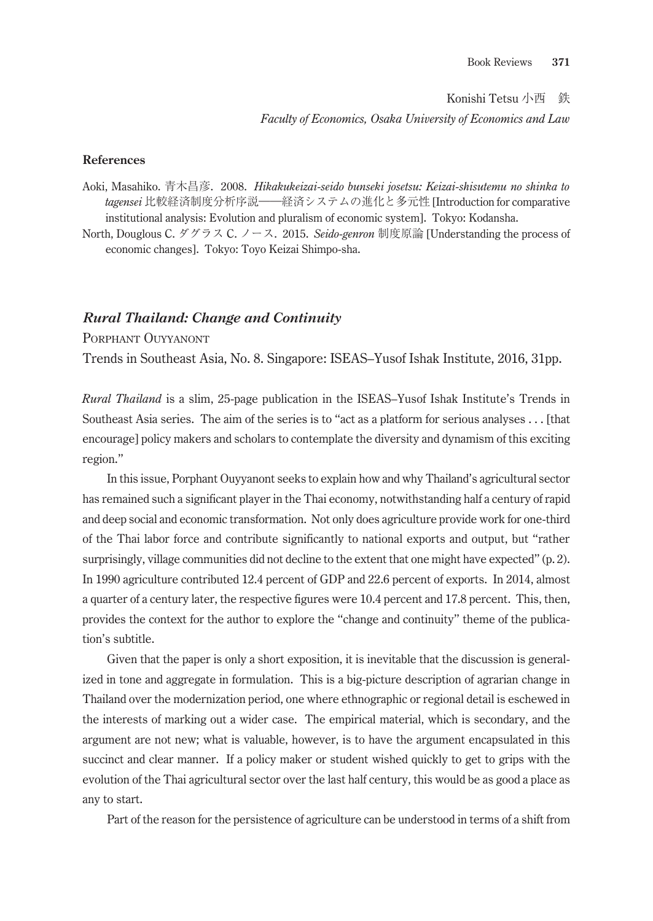Konishi Tetsu 小西　鉄

*Faculty of Economics, Osaka University of Economics and Law*

**References**

Aoki, Masahiko. 青木昌彦．2008. *Hikakukeizai-seido bunseki josetsu: Keizai-shisutemu no shinka to tagensei* 比較経済制度分析序説——経済システムの進化と多元性 [Introduction for comparative institutional analysis: Evolution and pluralism of economic system]. Tokyo: Kodansha.

North, Douglous C. ダグラス C. ノース．2015. *Seido-genron* 制度原論 [Understanding the process of economic changes]. Tokyo: Toyo Keizai Shimpo-sha.

## *Rural Thailand: Change and Continuity*

Porphant Ouyyanont

Trends in Southeast Asia, No. 8. Singapore: ISEAS–Yusof Ishak Institute, 2016, 31pp.

*Rural Thailand* is a slim, 25-page publication in the ISEAS–Yusof Ishak Institute's Trends in Southeast Asia series. The aim of the series is to "act as a platform for serious analyses . . . [that encourage] policy makers and scholars to contemplate the diversity and dynamism of this exciting region."

In this issue, Porphant Ouyyanont seeks to explain how and why Thailand's agricultural sector has remained such a significant player in the Thai economy, notwithstanding half a century of rapid and deep social and economic transformation. Not only does agriculture provide work for one-third of the Thai labor force and contribute significantly to national exports and output, but "rather surprisingly, village communities did not decline to the extent that one might have expected" (p. 2). In 1990 agriculture contributed 12.4 percent of GDP and 22.6 percent of exports. In 2014, almost a quarter of a century later, the respective figures were 10.4 percent and 17.8 percent. This, then, provides the context for the author to explore the "change and continuity" theme of the publication's subtitle.

Given that the paper is only a short exposition, it is inevitable that the discussion is generalized in tone and aggregate in formulation. This is a big-picture description of agrarian change in Thailand over the modernization period, one where ethnographic or regional detail is eschewed in the interests of marking out a wider case. The empirical material, which is secondary, and the argument are not new; what is valuable, however, is to have the argument encapsulated in this succinct and clear manner. If a policy maker or student wished quickly to get to grips with the evolution of the Thai agricultural sector over the last half century, this would be as good a place as any to start.

Part of the reason for the persistence of agriculture can be understood in terms of a shift from